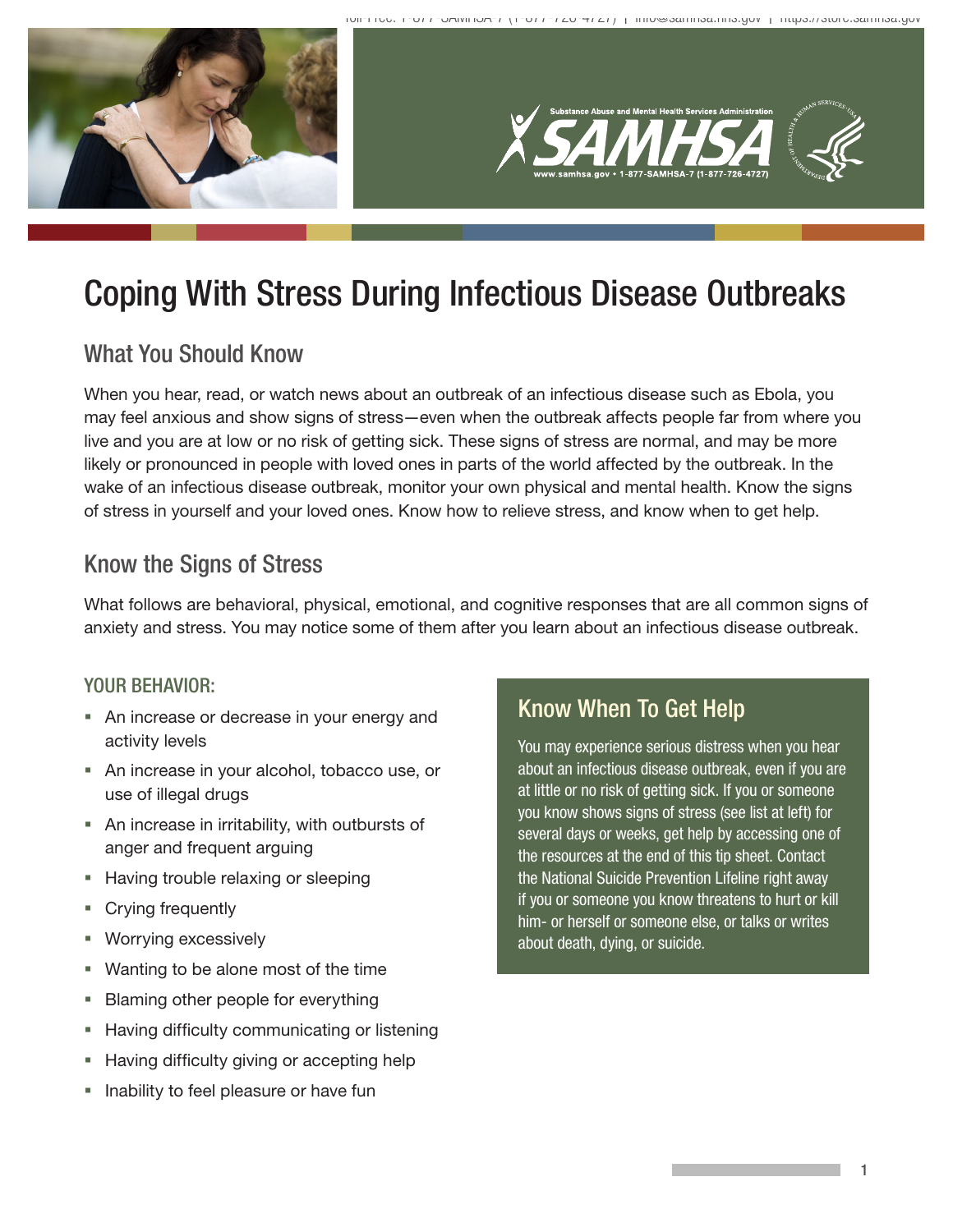# Coping With Stress During Infectious Disease Outbreaks

## What You Should Know

When you hear, read, or watch news about an outbreak of an infectious disease such as Ebola, you may feel anxious and show signs of stress—even when the outbreak affects people far from where you live and you are at low or no risk of getting sick. These signs of stress are normal, and may be more likely or pronounced in people with loved ones in parts of the world affected by the outbreak. In the wake of an infectious disease outbreak, monitor your own physical and mental health. Know the signs of stress in yourself and your loved ones. Know how to relieve stress, and know when to get help.

## Know the Signs of Stress

What follows are behavioral, physical, emotional, and cognitive responses that are all common signs of anxiety and stress. You may notice some of them after you learn about an infectious disease outbreak.

### YOUR BEHAVIOR:

- An increase or decrease in your energy and activity levels
- An increase in your alcohol, tobacco use, or use of illegal drugs
- An increase in irritability, with outbursts of anger and frequent arguing
- Having trouble relaxing or sleeping
- Crying frequently
- Worrying excessively
- Wanting to be alone most of the time
- Blaming other people for everything
- Having difficulty communicating or listening
- Having difficulty giving or accepting help
- Inability to feel pleasure or have fun

## Know When To Get Help

You may experience serious distress when you hear about an infectious disease outbreak, even if you are at little or no risk of getting sick. If you or someone you know shows signs of stress (see list at left) for several days or weeks, get help by accessing one of the resources at the end of this tip sheet. Contact the National Suicide Prevention Lifeline right away if you or someone you know threatens to hurt or kill him- or herself or someone else, or talks or writes about death, dying, or suicide.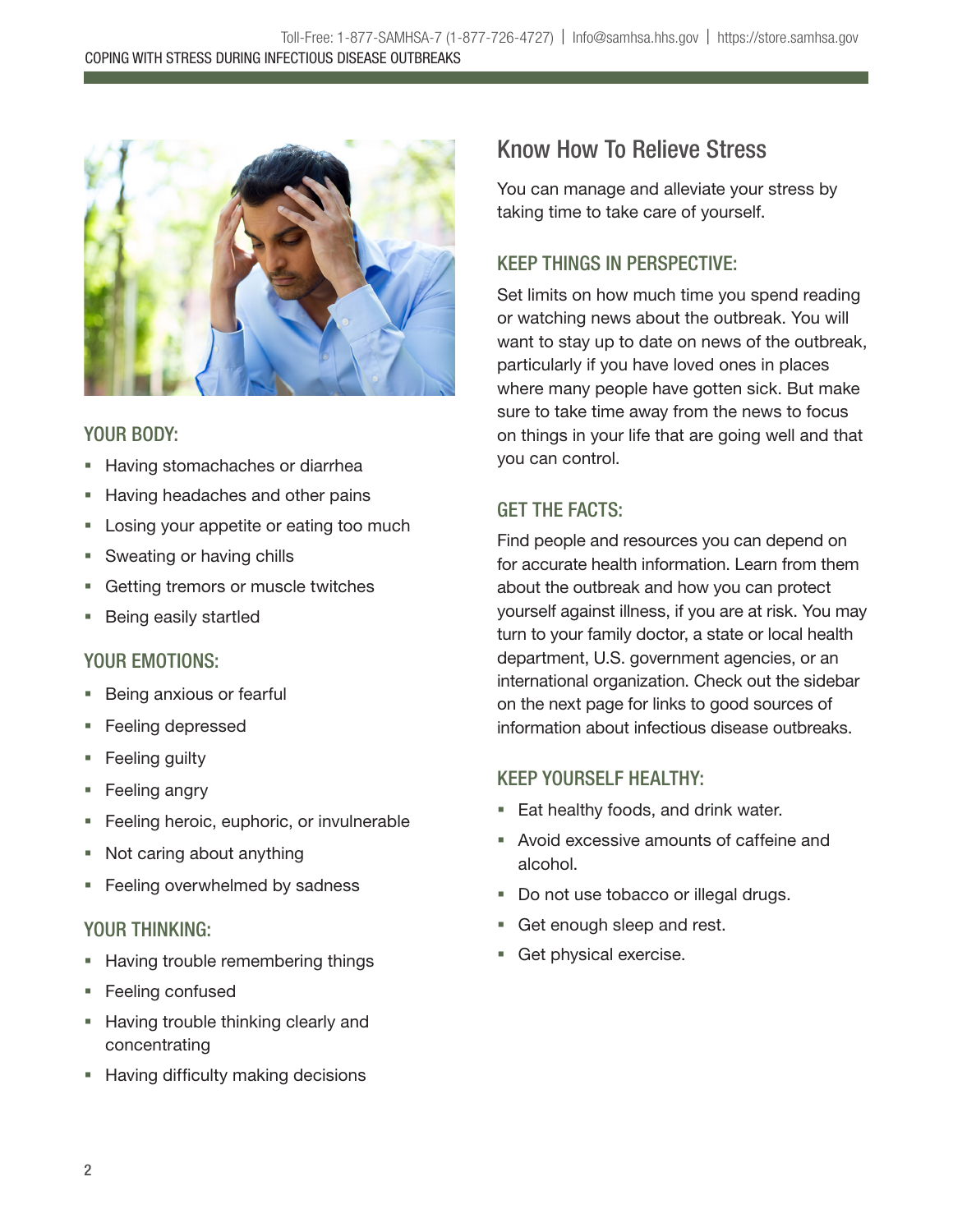### YOUR BODY:

- Having stomachaches or diarrhea
- Having headaches and other pains
- Losing your appetite or eating too much
- Sweating or having chills
- Getting tremors or muscle twitches
- Being easily startled

### YOUR EMOTIONS:

- Being anxious or fearful
- Feeling depressed
- Feeling guilty
- Feeling angry
- Feeling heroic, euphoric, or invulnerable
- Not caring about anything
- Feeling overwhelmed by sadness

### YOUR THINKING:

- Having trouble remembering things
- Feeling confused
- Having trouble thinking clearly and concentrating
- Having difficulty making decisions

## Know How To Relieve Stress

You can manage and alleviate your stress by taking time to take care of yourself.

### KEEP THINGS IN PERSPECTIVE:

Set limits on how much time you spend reading or watching news about the outbreak. You will want to stay up to date on news of the outbreak, particularly if you have loved ones in places where many people have gotten sick. But make sure to take time away from the news to focus on things in your life that are going well and that you can control.

### GET THE FACTS:

Find people and resources you can depend on for accurate health information. Learn from them about the outbreak and how you can protect yourself against illness, if you are at risk. You may turn to your family doctor, a state or local health department, U.S. government agencies, or an international organization. Check out the sidebar on the next page for links to good sources of information about infectious disease outbreaks.

### KEEP YOURSELF HEALTHY:

- Eat healthy foods, and drink water.
- Avoid excessive amounts of caffeine and alcohol.
- Do not use tobacco or illegal drugs.
- Get enough sleep and rest.
- Get physical exercise.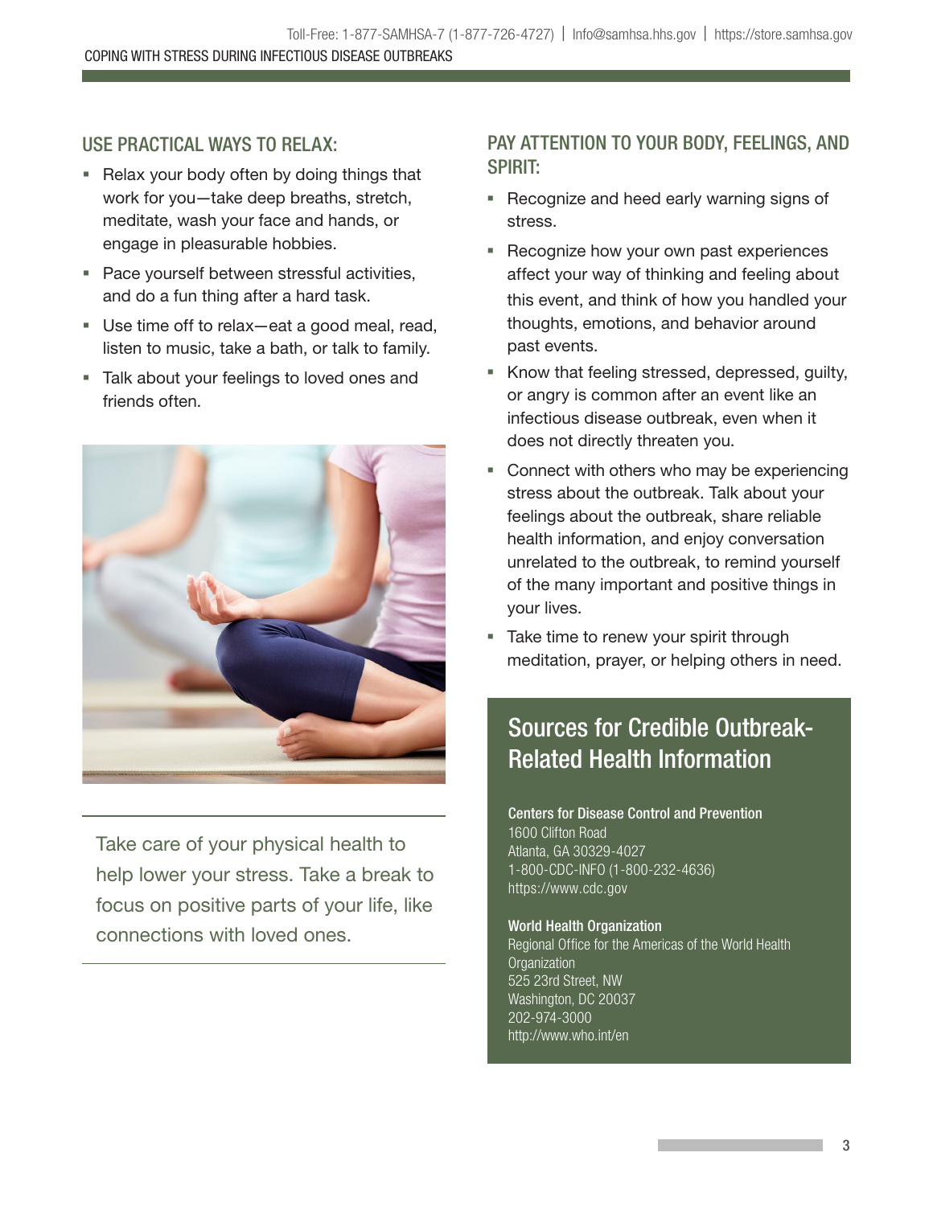## USE PRACTICAL WAYS TO RELAX:

- Relax your body often by doing things that work for you—take deep breaths, stretch, meditate, wash your face and hands, or engage in pleasurable hobbies.
- Pace yourself between stressful activities, and do a fun thing after a hard task.
- Use time off to relax—eat a good meal, read, listen to music, take a bath, or talk to family.
- Talk about your feelings to loved ones and friends often.

Take care of your physical health to help lower your stress. Take a break to focus on positive parts of your life, like connections with loved ones.

## PAY ATTENTION TO YOUR BODY, FEELINGS, AND SPIRIT:

- Recognize and heed early warning signs of stress.
- Recognize how your own past experiences affect your way of thinking and feeling about this event, and think of how you handled your thoughts, emotions, and behavior around past events.
- Know that feeling stressed, depressed, guilty, or angry is common after an event like an infectious disease outbreak, even when it does not directly threaten you.
- Connect with others who may be experiencing stress about the outbreak. Talk about your feelings about the outbreak, share reliable health information, and enjoy conversation unrelated to the outbreak, to remind yourself of the many important and positive things in your lives.
- Take time to renew your spirit through meditation, prayer, or helping others in need.

## Sources for Credible Outbreak-Related Health Information

**Centers for Disease Control and Prevention**
1600 Clifton Road
Atlanta, GA 30329-4027
1-800-CDC-INFO (1-800-232-4636)
https://www.cdc.gov

**World Health Organization**
Regional Office for the Americas of the World Health Organization
525 23rd Street, NW
Washington, DC 20037
202-974-3000
http://www.who.int/en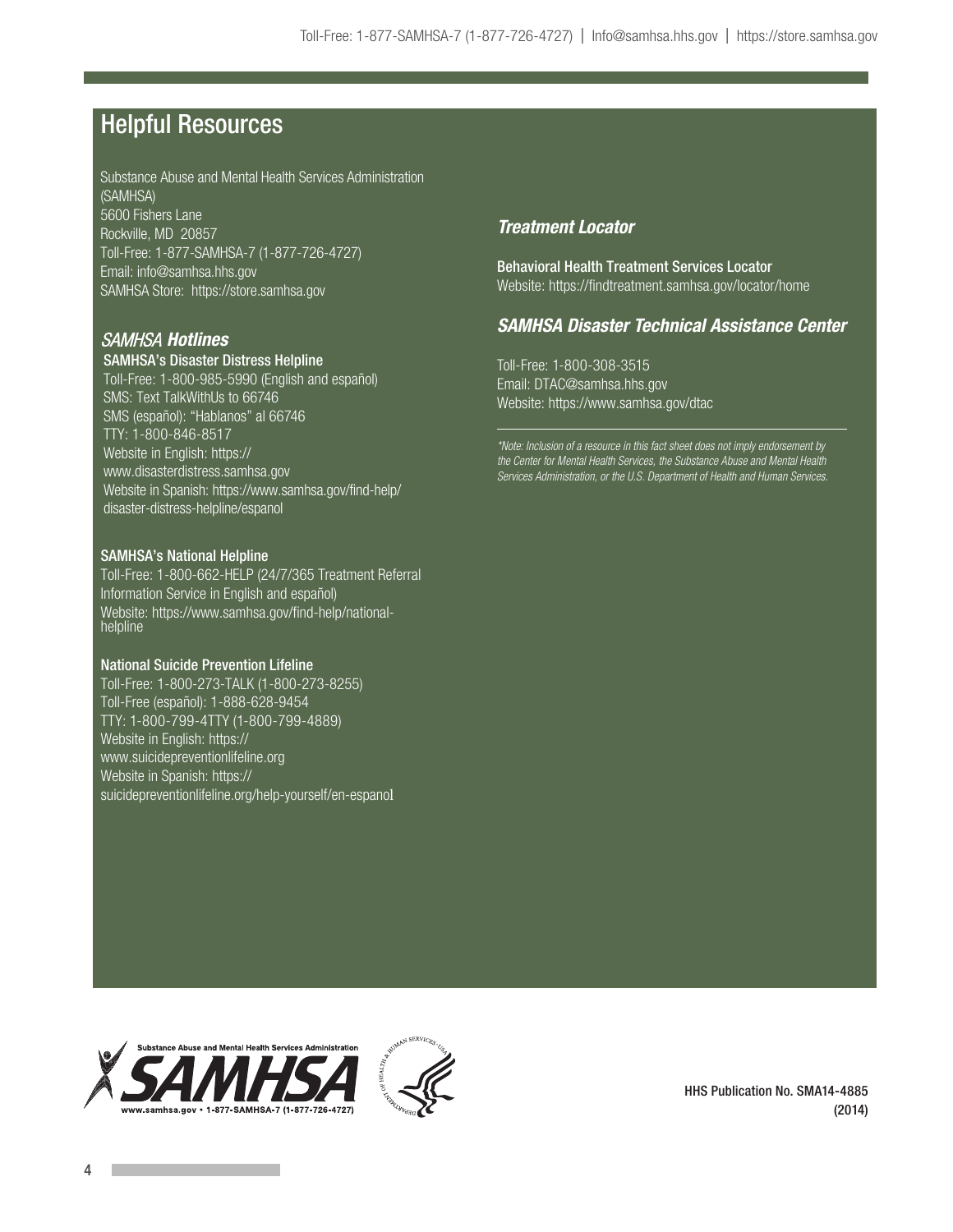## Helpful Resources

Substance Abuse and Mental Health Services Administration (SAMHSA)
5600 Fishers Lane
Rockville, MD 20857
Toll-Free: 1-877-SAMHSA-7 (1-877-726-4727)
Email: info@samhsa.hhs.gov
SAMHSA Store: https://store.samhsa.gov

### *SAMHSA Hotlines*

**SAMHSA's Disaster Distress Helpline**
Toll-Free: 1-800-985-5990 (English and español)
SMS: Text TalkWithUs to 66746
SMS (español): "Hablanos" al 66746
TTY: 1-800-846-8517
Website in English: https://www.disasterdistress.samhsa.gov
Website in Spanish: https://www.samhsa.gov/find-help/disaster-distress-helpline/espanol

**SAMHSA's National Helpline**
Toll-Free: 1-800-662-HELP (24/7/365 Treatment Referral Information Service in English and español)
Website: https://www.samhsa.gov/find-help/national-helpline

**National Suicide Prevention Lifeline**
Toll-Free: 1-800-273-TALK (1-800-273-8255)
Toll-Free (español): 1-888-628-9454
TTY: 1-800-799-4TTY (1-800-799-4889)
Website in English: https://www.suicidepreventionlifeline.org
Website in Spanish: https://suicidepreventionlifeline.org/help-yourself/en-espanol

### *Treatment Locator*

**Behavioral Health Treatment Services Locator**
Website: https://findtreatment.samhsa.gov/locator/home

### *SAMHSA Disaster Technical Assistance Center*

Toll-Free: 1-800-308-3515
Email: DTAC@samhsa.hhs.gov
Website: https://www.samhsa.gov/dtac

*\*Note: Inclusion of a resource in this fact sheet does not imply endorsement by the Center for Mental Health Services, the Substance Abuse and Mental Health Services Administration, or the U.S. Department of Health and Human Services.*

Substance Abuse and Mental Health Services Administration
SAMHSA
www.samhsa.gov • 1-877-SAMHSA-7 (1-877-726-4727)

HHS Publication No. SMA14-4885
(2014)